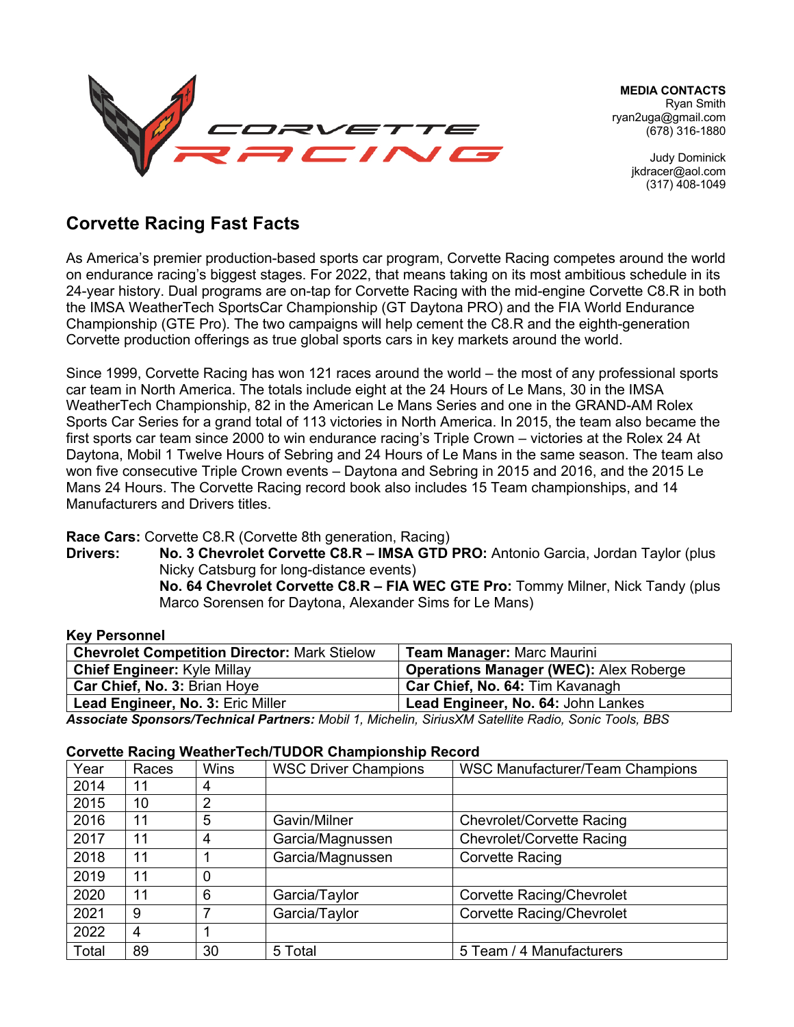**MEDIA CONTACTS**
Ryan Smith
ryan2uga@gmail.com
(678) 316-1880

Judy Dominick
jkdracer@aol.com
(317) 408-1049

## Corvette Racing Fast Facts

As America's premier production-based sports car program, Corvette Racing competes around the world on endurance racing's biggest stages. For 2022, that means taking on its most ambitious schedule in its 24-year history. Dual programs are on-tap for Corvette Racing with the mid-engine Corvette C8.R in both the IMSA WeatherTech SportsCar Championship (GT Daytona PRO) and the FIA World Endurance Championship (GTE Pro). The two campaigns will help cement the C8.R and the eighth-generation Corvette production offerings as true global sports cars in key markets around the world.

Since 1999, Corvette Racing has won 121 races around the world – the most of any professional sports car team in North America. The totals include eight at the 24 Hours of Le Mans, 30 in the IMSA WeatherTech Championship, 82 in the American Le Mans Series and one in the GRAND-AM Rolex Sports Car Series for a grand total of 113 victories in North America. In 2015, the team also became the first sports car team since 2000 to win endurance racing's Triple Crown – victories at the Rolex 24 At Daytona, Mobil 1 Twelve Hours of Sebring and 24 Hours of Le Mans in the same season. The team also won five consecutive Triple Crown events – Daytona and Sebring in 2015 and 2016, and the 2015 Le Mans 24 Hours. The Corvette Racing record book also includes 15 Team championships, and 14 Manufacturers and Drivers titles.

**Race Cars:** Corvette C8.R (Corvette 8th generation, Racing)

**Drivers:**
**No. 3 Chevrolet Corvette C8.R – IMSA GTD PRO:** Antonio Garcia, Jordan Taylor (plus Nicky Catsburg for long-distance events)
**No. 64 Chevrolet Corvette C8.R – FIA WEC GTE Pro:** Tommy Milner, Nick Tandy (plus Marco Sorensen for Daytona, Alexander Sims for Le Mans)

**Key Personnel**

| | |
|---|---|
| **Chevrolet Competition Director:** Mark Stielow | **Team Manager:** Marc Maurini |
| **Chief Engineer:** Kyle Millay | **Operations Manager (WEC):** Alex Roberge |
| **Car Chief, No. 3:** Brian Hoye | **Car Chief, No. 64:** Tim Kavanagh |
| **Lead Engineer, No. 3:** Eric Miller | **Lead Engineer, No. 64:** John Lankes |

***Associate Sponsors/Technical Partners:*** *Mobil 1, Michelin, SiriusXM Satellite Radio, Sonic Tools, BBS*

**Corvette Racing WeatherTech/TUDOR Championship Record**

| Year | Races | Wins | WSC Driver Champions | WSC Manufacturer/Team Champions |
|---|---|---|---|---|
| 2014 | 11 | 4 | | |
| 2015 | 10 | 2 | | |
| 2016 | 11 | 5 | Gavin/Milner | Chevrolet/Corvette Racing |
| 2017 | 11 | 4 | Garcia/Magnussen | Chevrolet/Corvette Racing |
| 2018 | 11 | 1 | Garcia/Magnussen | Corvette Racing |
| 2019 | 11 | 0 | | |
| 2020 | 11 | 6 | Garcia/Taylor | Corvette Racing/Chevrolet |
| 2021 | 9 | 7 | Garcia/Taylor | Corvette Racing/Chevrolet |
| 2022 | 4 | 1 | | |
| Total | 89 | 30 | 5 Total | 5 Team / 4 Manufacturers |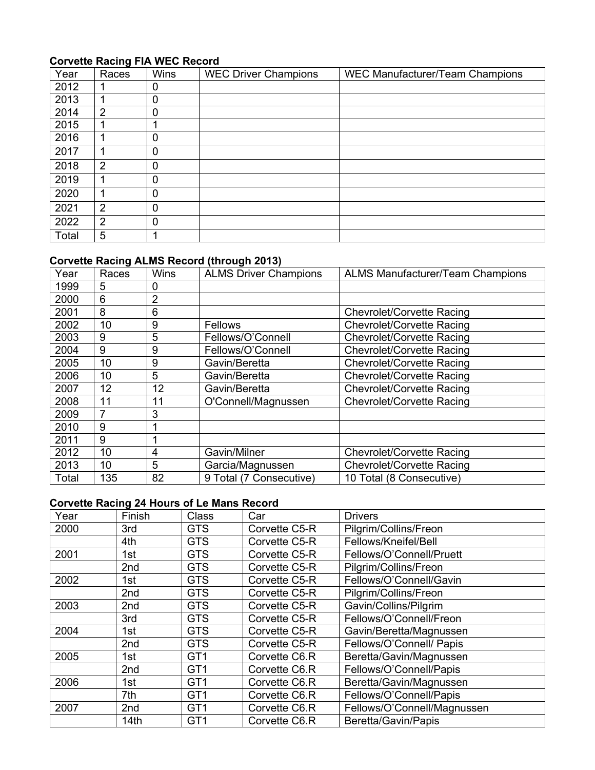**Corvette Racing FIA WEC Record**

| Year | Races | Wins | WEC Driver Champions | WEC Manufacturer/Team Champions |
|---|---|---|---|---|
| 2012 | 1 | 0 | | |
| 2013 | 1 | 0 | | |
| 2014 | 2 | 0 | | |
| 2015 | 1 | 1 | | |
| 2016 | 1 | 0 | | |
| 2017 | 1 | 0 | | |
| 2018 | 2 | 0 | | |
| 2019 | 1 | 0 | | |
| 2020 | 1 | 0 | | |
| 2021 | 2 | 0 | | |
| 2022 | 2 | 0 | | |
| Total | 5 | 1 | | |

**Corvette Racing ALMS Record (through 2013)**

| Year | Races | Wins | ALMS Driver Champions | ALMS Manufacturer/Team Champions |
|---|---|---|---|---|
| 1999 | 5 | 0 | | |
| 2000 | 6 | 2 | | |
| 2001 | 8 | 6 | | Chevrolet/Corvette Racing |
| 2002 | 10 | 9 | Fellows | Chevrolet/Corvette Racing |
| 2003 | 9 | 5 | Fellows/O'Connell | Chevrolet/Corvette Racing |
| 2004 | 9 | 9 | Fellows/O'Connell | Chevrolet/Corvette Racing |
| 2005 | 10 | 9 | Gavin/Beretta | Chevrolet/Corvette Racing |
| 2006 | 10 | 5 | Gavin/Beretta | Chevrolet/Corvette Racing |
| 2007 | 12 | 12 | Gavin/Beretta | Chevrolet/Corvette Racing |
| 2008 | 11 | 11 | O'Connell/Magnussen | Chevrolet/Corvette Racing |
| 2009 | 7 | 3 | | |
| 2010 | 9 | 1 | | |
| 2011 | 9 | 1 | | |
| 2012 | 10 | 4 | Gavin/Milner | Chevrolet/Corvette Racing |
| 2013 | 10 | 5 | Garcia/Magnussen | Chevrolet/Corvette Racing |
| Total | 135 | 82 | 9 Total (7 Consecutive) | 10 Total (8 Consecutive) |

**Corvette Racing 24 Hours of Le Mans Record**

| Year | Finish | Class | Car | Drivers |
|---|---|---|---|---|
| 2000 | 3rd | GTS | Corvette C5-R | Pilgrim/Collins/Freon |
| | 4th | GTS | Corvette C5-R | Fellows/Kneifel/Bell |
| 2001 | 1st | GTS | Corvette C5-R | Fellows/O'Connell/Pruett |
| | 2nd | GTS | Corvette C5-R | Pilgrim/Collins/Freon |
| 2002 | 1st | GTS | Corvette C5-R | Fellows/O'Connell/Gavin |
| | 2nd | GTS | Corvette C5-R | Pilgrim/Collins/Freon |
| 2003 | 2nd | GTS | Corvette C5-R | Gavin/Collins/Pilgrim |
| | 3rd | GTS | Corvette C5-R | Fellows/O'Connell/Freon |
| 2004 | 1st | GTS | Corvette C5-R | Gavin/Beretta/Magnussen |
| | 2nd | GTS | Corvette C5-R | Fellows/O'Connell/ Papis |
| 2005 | 1st | GT1 | Corvette C6.R | Beretta/Gavin/Magnussen |
| | 2nd | GT1 | Corvette C6.R | Fellows/O'Connell/Papis |
| 2006 | 1st | GT1 | Corvette C6.R | Beretta/Gavin/Magnussen |
| | 7th | GT1 | Corvette C6.R | Fellows/O'Connell/Papis |
| 2007 | 2nd | GT1 | Corvette C6.R | Fellows/O'Connell/Magnussen |
| | 14th | GT1 | Corvette C6.R | Beretta/Gavin/Papis |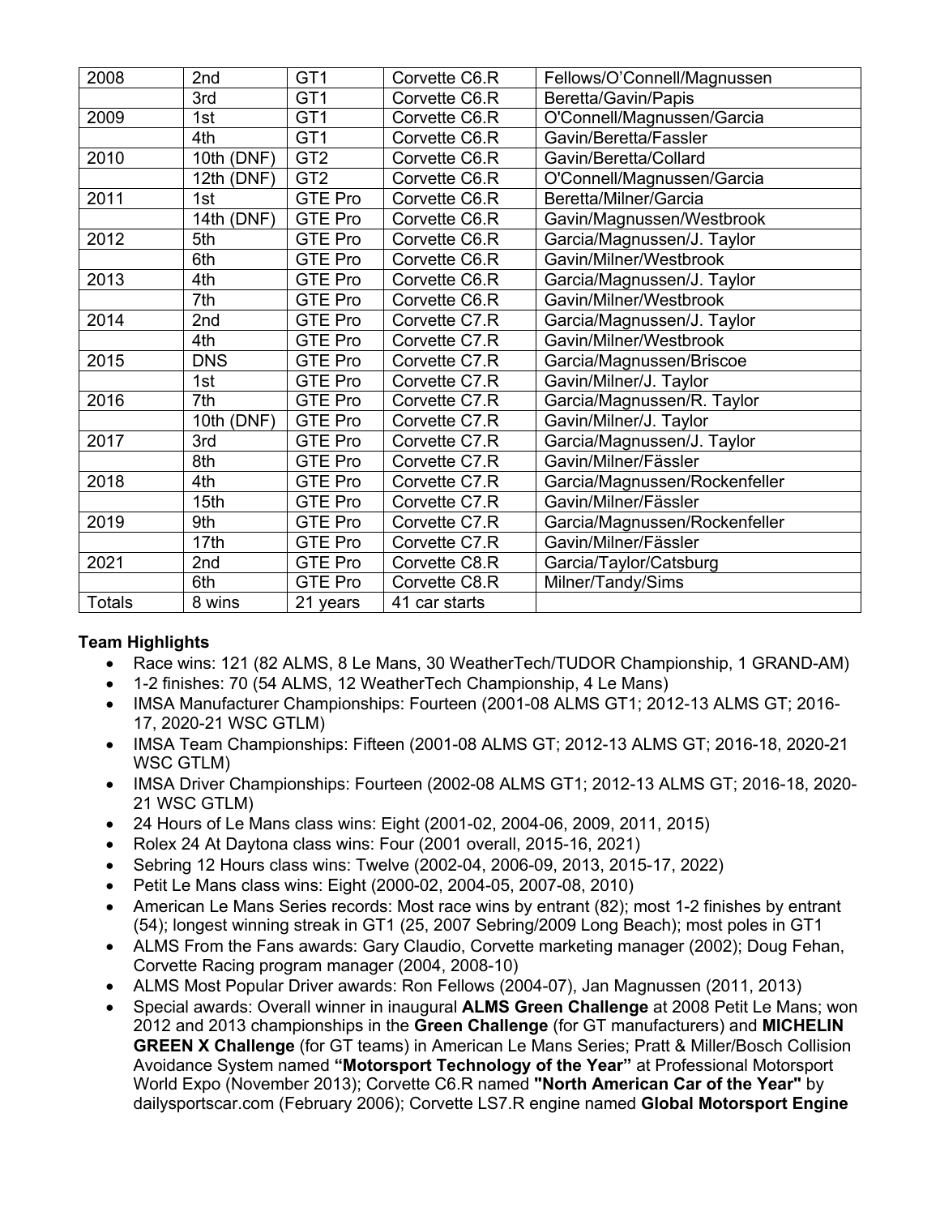| 2008 | 2nd | GT1 | Corvette C6.R | Fellows/O'Connell/Magnussen |
|---|---|---|---|---|
| | 3rd | GT1 | Corvette C6.R | Beretta/Gavin/Papis |
| 2009 | 1st | GT1 | Corvette C6.R | O'Connell/Magnussen/Garcia |
| | 4th | GT1 | Corvette C6.R | Gavin/Beretta/Fassler |
| 2010 | 10th (DNF) | GT2 | Corvette C6.R | Gavin/Beretta/Collard |
| | 12th (DNF) | GT2 | Corvette C6.R | O'Connell/Magnussen/Garcia |
| 2011 | 1st | GTE Pro | Corvette C6.R | Beretta/Milner/Garcia |
| | 14th (DNF) | GTE Pro | Corvette C6.R | Gavin/Magnussen/Westbrook |
| 2012 | 5th | GTE Pro | Corvette C6.R | Garcia/Magnussen/J. Taylor |
| | 6th | GTE Pro | Corvette C6.R | Gavin/Milner/Westbrook |
| 2013 | 4th | GTE Pro | Corvette C6.R | Garcia/Magnussen/J. Taylor |
| | 7th | GTE Pro | Corvette C6.R | Gavin/Milner/Westbrook |
| 2014 | 2nd | GTE Pro | Corvette C7.R | Garcia/Magnussen/J. Taylor |
| | 4th | GTE Pro | Corvette C7.R | Gavin/Milner/Westbrook |
| 2015 | DNS | GTE Pro | Corvette C7.R | Garcia/Magnussen/Briscoe |
| | 1st | GTE Pro | Corvette C7.R | Gavin/Milner/J. Taylor |
| 2016 | 7th | GTE Pro | Corvette C7.R | Garcia/Magnussen/R. Taylor |
| | 10th (DNF) | GTE Pro | Corvette C7.R | Gavin/Milner/J. Taylor |
| 2017 | 3rd | GTE Pro | Corvette C7.R | Garcia/Magnussen/J. Taylor |
| | 8th | GTE Pro | Corvette C7.R | Gavin/Milner/Fässler |
| 2018 | 4th | GTE Pro | Corvette C7.R | Garcia/Magnussen/Rockenfeller |
| | 15th | GTE Pro | Corvette C7.R | Gavin/Milner/Fässler |
| 2019 | 9th | GTE Pro | Corvette C7.R | Garcia/Magnussen/Rockenfeller |
| | 17th | GTE Pro | Corvette C7.R | Gavin/Milner/Fässler |
| 2021 | 2nd | GTE Pro | Corvette C8.R | Garcia/Taylor/Catsburg |
| | 6th | GTE Pro | Corvette C8.R | Milner/Tandy/Sims |
| Totals | 8 wins | 21 years | 41 car starts | |

**Team Highlights**

- Race wins: 121 (82 ALMS, 8 Le Mans, 30 WeatherTech/TUDOR Championship, 1 GRAND-AM)
- 1-2 finishes: 70 (54 ALMS, 12 WeatherTech Championship, 4 Le Mans)
- IMSA Manufacturer Championships: Fourteen (2001-08 ALMS GT1; 2012-13 ALMS GT; 2016-17, 2020-21 WSC GTLM)
- IMSA Team Championships: Fifteen (2001-08 ALMS GT; 2012-13 ALMS GT; 2016-18, 2020-21 WSC GTLM)
- IMSA Driver Championships: Fourteen (2002-08 ALMS GT1; 2012-13 ALMS GT; 2016-18, 2020-21 WSC GTLM)
- 24 Hours of Le Mans class wins: Eight (2001-02, 2004-06, 2009, 2011, 2015)
- Rolex 24 At Daytona class wins: Four (2001 overall, 2015-16, 2021)
- Sebring 12 Hours class wins: Twelve (2002-04, 2006-09, 2013, 2015-17, 2022)
- Petit Le Mans class wins: Eight (2000-02, 2004-05, 2007-08, 2010)
- American Le Mans Series records: Most race wins by entrant (82); most 1-2 finishes by entrant (54); longest winning streak in GT1 (25, 2007 Sebring/2009 Long Beach); most poles in GT1
- ALMS From the Fans awards: Gary Claudio, Corvette marketing manager (2002); Doug Fehan, Corvette Racing program manager (2004, 2008-10)
- ALMS Most Popular Driver awards: Ron Fellows (2004-07), Jan Magnussen (2011, 2013)
- Special awards: Overall winner in inaugural **ALMS Green Challenge** at 2008 Petit Le Mans; won 2012 and 2013 championships in the **Green Challenge** (for GT manufacturers) and **MICHELIN GREEN X Challenge** (for GT teams) in American Le Mans Series; Pratt & Miller/Bosch Collision Avoidance System named **"Motorsport Technology of the Year"** at Professional Motorsport World Expo (November 2013); Corvette C6.R named **"North American Car of the Year"** by dailysportscar.com (February 2006); Corvette LS7.R engine named **Global Motorsport Engine**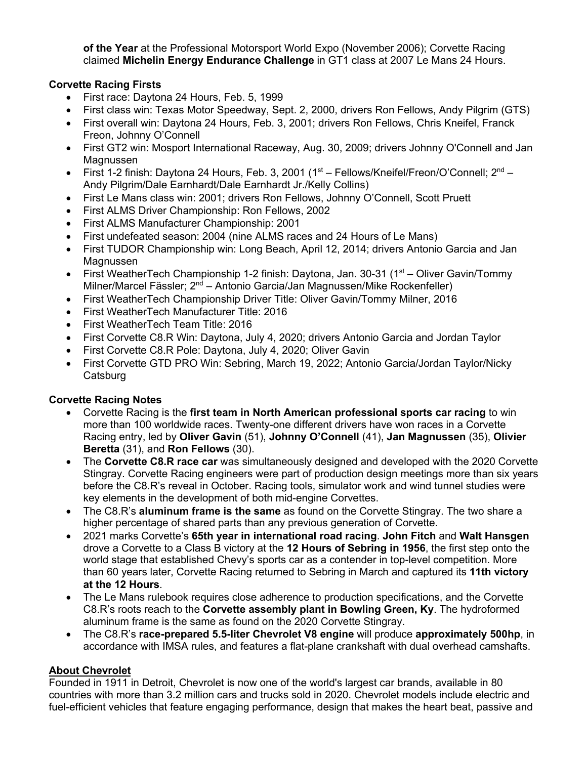**of the Year** at the Professional Motorsport World Expo (November 2006); Corvette Racing claimed **Michelin Energy Endurance Challenge** in GT1 class at 2007 Le Mans 24 Hours.

**Corvette Racing Firsts**

- First race: Daytona 24 Hours, Feb. 5, 1999
- First class win: Texas Motor Speedway, Sept. 2, 2000, drivers Ron Fellows, Andy Pilgrim (GTS)
- First overall win: Daytona 24 Hours, Feb. 3, 2001; drivers Ron Fellows, Chris Kneifel, Franck Freon, Johnny O'Connell
- First GT2 win: Mosport International Raceway, Aug. 30, 2009; drivers Johnny O'Connell and Jan Magnussen
- First 1-2 finish: Daytona 24 Hours, Feb. 3, 2001 (1st – Fellows/Kneifel/Freon/O'Connell; 2nd – Andy Pilgrim/Dale Earnhardt/Dale Earnhardt Jr./Kelly Collins)
- First Le Mans class win: 2001; drivers Ron Fellows, Johnny O'Connell, Scott Pruett
- First ALMS Driver Championship: Ron Fellows, 2002
- First ALMS Manufacturer Championship: 2001
- First undefeated season: 2004 (nine ALMS races and 24 Hours of Le Mans)
- First TUDOR Championship win: Long Beach, April 12, 2014; drivers Antonio Garcia and Jan Magnussen
- First WeatherTech Championship 1-2 finish: Daytona, Jan. 30-31 (1st – Oliver Gavin/Tommy Milner/Marcel Fässler; 2nd – Antonio Garcia/Jan Magnussen/Mike Rockenfeller)
- First WeatherTech Championship Driver Title: Oliver Gavin/Tommy Milner, 2016
- First WeatherTech Manufacturer Title: 2016
- First WeatherTech Team Title: 2016
- First Corvette C8.R Win: Daytona, July 4, 2020; drivers Antonio Garcia and Jordan Taylor
- First Corvette C8.R Pole: Daytona, July 4, 2020; Oliver Gavin
- First Corvette GTD PRO Win: Sebring, March 19, 2022; Antonio Garcia/Jordan Taylor/Nicky Catsburg

**Corvette Racing Notes**

- Corvette Racing is the **first team in North American professional sports car racing** to win more than 100 worldwide races. Twenty-one different drivers have won races in a Corvette Racing entry, led by **Oliver Gavin** (51), **Johnny O'Connell** (41), **Jan Magnussen** (35), **Olivier Beretta** (31), and **Ron Fellows** (30).
- The **Corvette C8.R race car** was simultaneously designed and developed with the 2020 Corvette Stingray. Corvette Racing engineers were part of production design meetings more than six years before the C8.R's reveal in October. Racing tools, simulator work and wind tunnel studies were key elements in the development of both mid-engine Corvettes.
- The C8.R's **aluminum frame is the same** as found on the Corvette Stingray. The two share a higher percentage of shared parts than any previous generation of Corvette.
- 2021 marks Corvette's **65th year in international road racing**. **John Fitch** and **Walt Hansgen** drove a Corvette to a Class B victory at the **12 Hours of Sebring in 1956**, the first step onto the world stage that established Chevy's sports car as a contender in top-level competition. More than 60 years later, Corvette Racing returned to Sebring in March and captured its **11th victory at the 12 Hours**.
- The Le Mans rulebook requires close adherence to production specifications, and the Corvette C8.R's roots reach to the **Corvette assembly plant in Bowling Green, Ky**. The hydroformed aluminum frame is the same as found on the 2020 Corvette Stingray.
- The C8.R's **race-prepared 5.5-liter Chevrolet V8 engine** will produce **approximately 500hp**, in accordance with IMSA rules, and features a flat-plane crankshaft with dual overhead camshafts.

## About Chevrolet

Founded in 1911 in Detroit, Chevrolet is now one of the world's largest car brands, available in 80 countries with more than 3.2 million cars and trucks sold in 2020. Chevrolet models include electric and fuel-efficient vehicles that feature engaging performance, design that makes the heart beat, passive and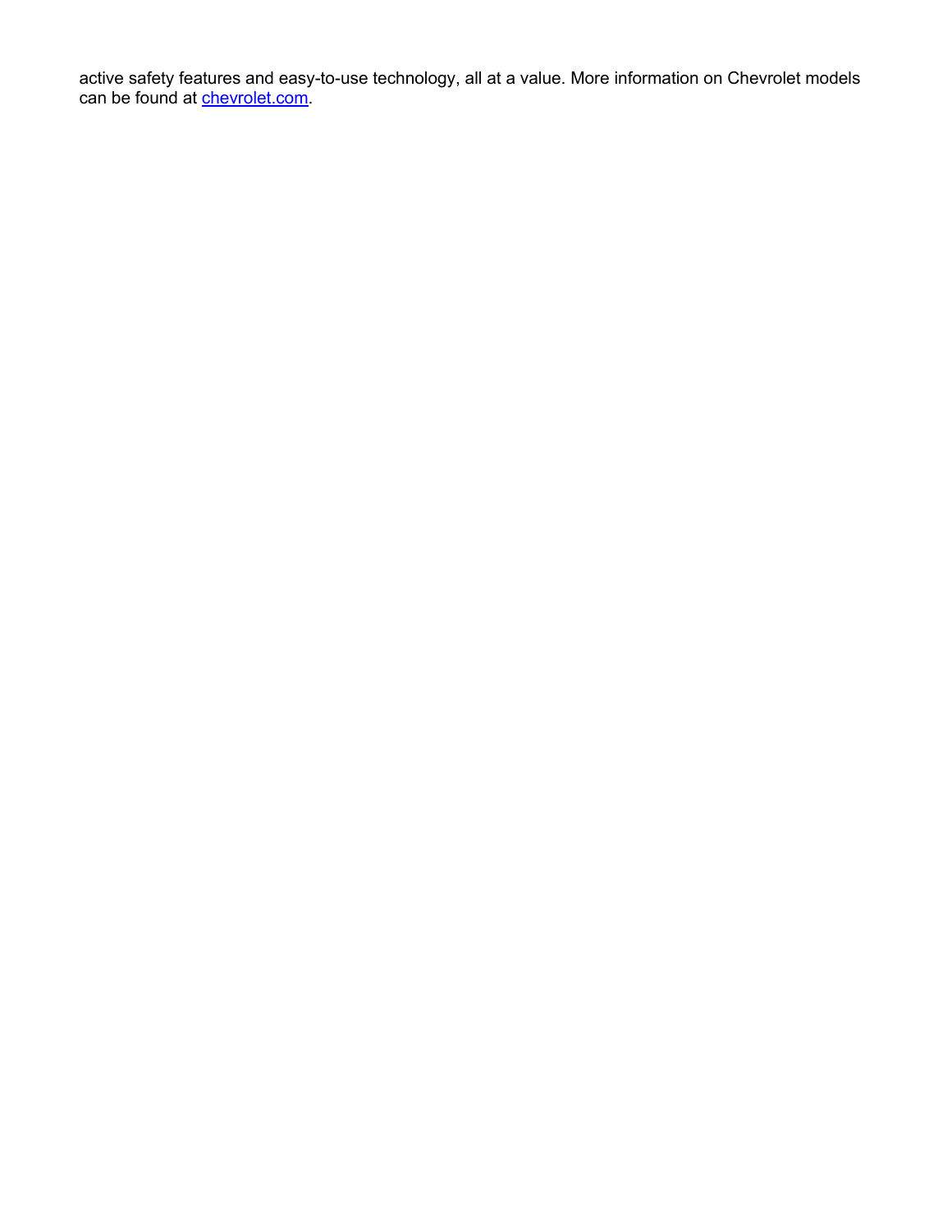active safety features and easy-to-use technology, all at a value. More information on Chevrolet models can be found at [chevrolet.com](chevrolet.com).